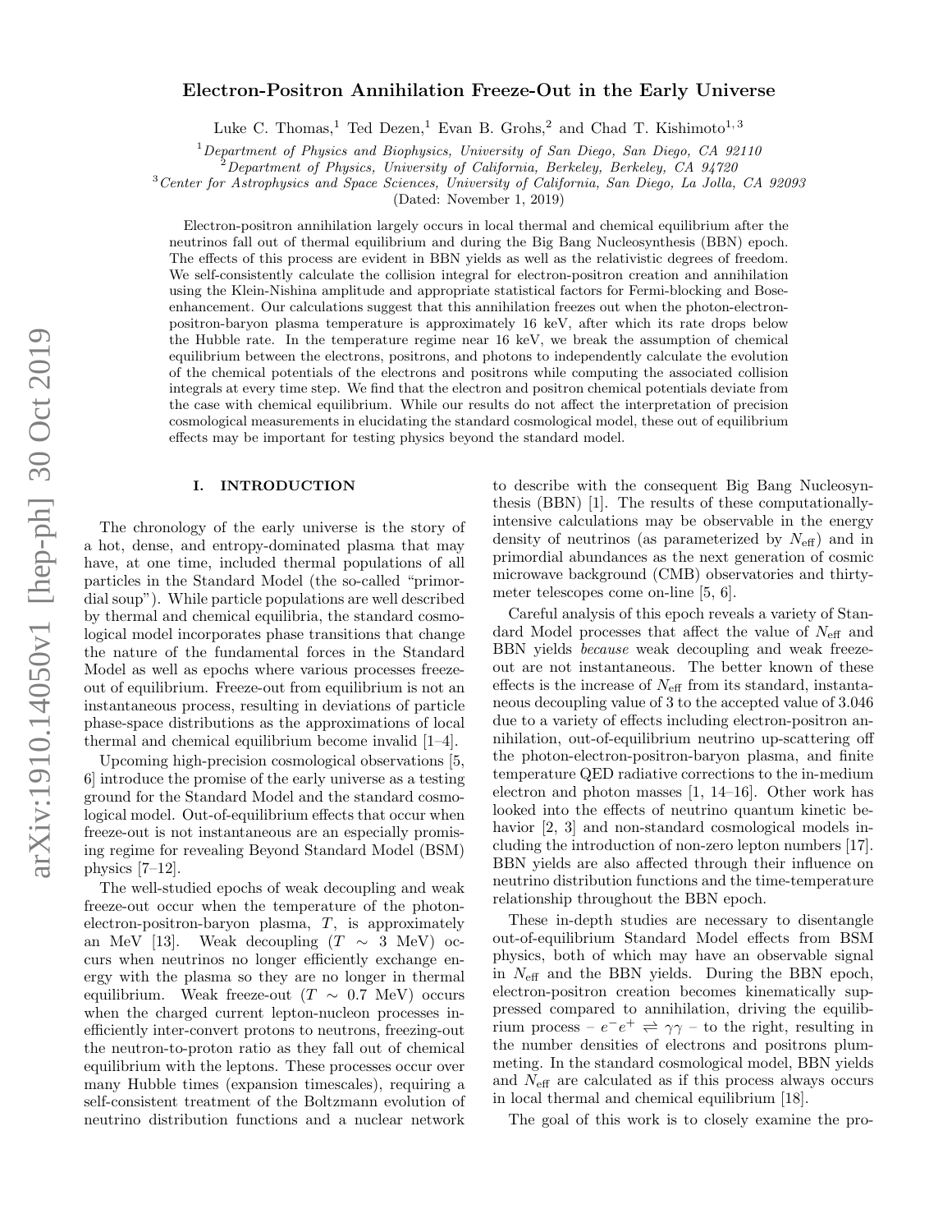# Electron-Positron Annihilation Freeze-Out in the Early Universe

Luke C. Thomas,[1] Ted Dezen,[1] Evan B. Grohs,[2] and Chad T. Kishimoto[1,3]

[1] *Department of Physics and Biophysics, University of San Diego, San Diego, CA 92110*
[2] *Department of Physics, University of California, Berkeley, Berkeley, CA 94720*
[3] *Center for Astrophysics and Space Sciences, University of California, San Diego, La Jolla, CA 92093*

(Dated: November 1, 2019)

Electron-positron annihilation largely occurs in local thermal and chemical equilibrium after the neutrinos fall out of thermal equilibrium and during the Big Bang Nucleosynthesis (BBN) epoch. The effects of this process are evident in BBN yields as well as the relativistic degrees of freedom. We self-consistently calculate the collision integral for electron-positron creation and annihilation using the Klein-Nishina amplitude and appropriate statistical factors for Fermi-blocking and Bose-enhancement. Our calculations suggest that this annihilation freezes out when the photon-electron-positron-baryon plasma temperature is approximately 16 keV, after which its rate drops below the Hubble rate. In the temperature regime near 16 keV, we break the assumption of chemical equilibrium between the electrons, positrons, and photons to independently calculate the evolution of the chemical potentials of the electrons and positrons while computing the associated collision integrals at every time step. We find that the electron and positron chemical potentials deviate from the case with chemical equilibrium. While our results do not affect the interpretation of precision cosmological measurements in elucidating the standard cosmological model, these out of equilibrium effects may be important for testing physics beyond the standard model.

## I. INTRODUCTION

The chronology of the early universe is the story of a hot, dense, and entropy-dominated plasma that may have, at one time, included thermal populations of all particles in the Standard Model (the so-called "primordial soup"). While particle populations are well described by thermal and chemical equilibria, the standard cosmological model incorporates phase transitions that change the nature of the fundamental forces in the Standard Model as well as epochs where various processes freeze-out of equilibrium. Freeze-out from equilibrium is not an instantaneous process, resulting in deviations of particle phase-space distributions as the approximations of local thermal and chemical equilibrium become invalid [1–4].

Upcoming high-precision cosmological observations [5, 6] introduce the promise of the early universe as a testing ground for the Standard Model and the standard cosmological model. Out-of-equilibrium effects that occur when freeze-out is not instantaneous are an especially promising regime for revealing Beyond Standard Model (BSM) physics [7–12].

The well-studied epochs of weak decoupling and weak freeze-out occur when the temperature of the photon-electron-positron-baryon plasma, $T$, is approximately an MeV [13]. Weak decoupling ($T \sim 3$ MeV) occurs when neutrinos no longer efficiently exchange energy with the plasma so they are no longer in thermal equilibrium. Weak freeze-out ($T \sim 0.7$ MeV) occurs when the charged current lepton-nucleon processes inefficiently inter-convert protons to neutrons, freezing-out the neutron-to-proton ratio as they fall out of chemical equilibrium with the leptons. These processes occur over many Hubble times (expansion timescales), requiring a self-consistent treatment of the Boltzmann evolution of neutrino distribution functions and a nuclear network to describe with the consequent Big Bang Nucleosynthesis (BBN) [1]. The results of these computationally-intensive calculations may be observable in the energy density of neutrinos (as parameterized by $N_{\rm eff}$) and in primordial abundances as the next generation of cosmic microwave background (CMB) observatories and thirty-meter telescopes come on-line [5, 6].

Careful analysis of this epoch reveals a variety of Standard Model processes that affect the value of $N_{\rm eff}$ and BBN yields *because* weak decoupling and weak freeze-out are not instantaneous. The better known of these effects is the increase of $N_{\rm eff}$ from its standard, instantaneous decoupling value of 3 to the accepted value of 3.046 due to a variety of effects including electron-positron annihilation, out-of-equilibrium neutrino up-scattering off the photon-electron-positron-baryon plasma, and finite temperature QED radiative corrections to the in-medium electron and photon masses [1, 14–16]. Other work has looked into the effects of neutrino quantum kinetic behavior [2, 3] and non-standard cosmological models including the introduction of non-zero lepton numbers [17]. BBN yields are also affected through their influence on neutrino distribution functions and the time-temperature relationship throughout the BBN epoch.

These in-depth studies are necessary to disentangle out-of-equilibrium Standard Model effects from BSM physics, both of which may have an observable signal in $N_{\rm eff}$ and the BBN yields. During the BBN epoch, electron-positron creation becomes kinematically suppressed compared to annihilation, driving the equilibrium process – $e^-e^+ \rightleftharpoons \gamma\gamma$ – to the right, resulting in the number densities of electrons and positrons plummeting. In the standard cosmological model, BBN yields and $N_{\rm eff}$ are calculated as if this process always occurs in local thermal and chemical equilibrium [18].

The goal of this work is to closely examine the pro-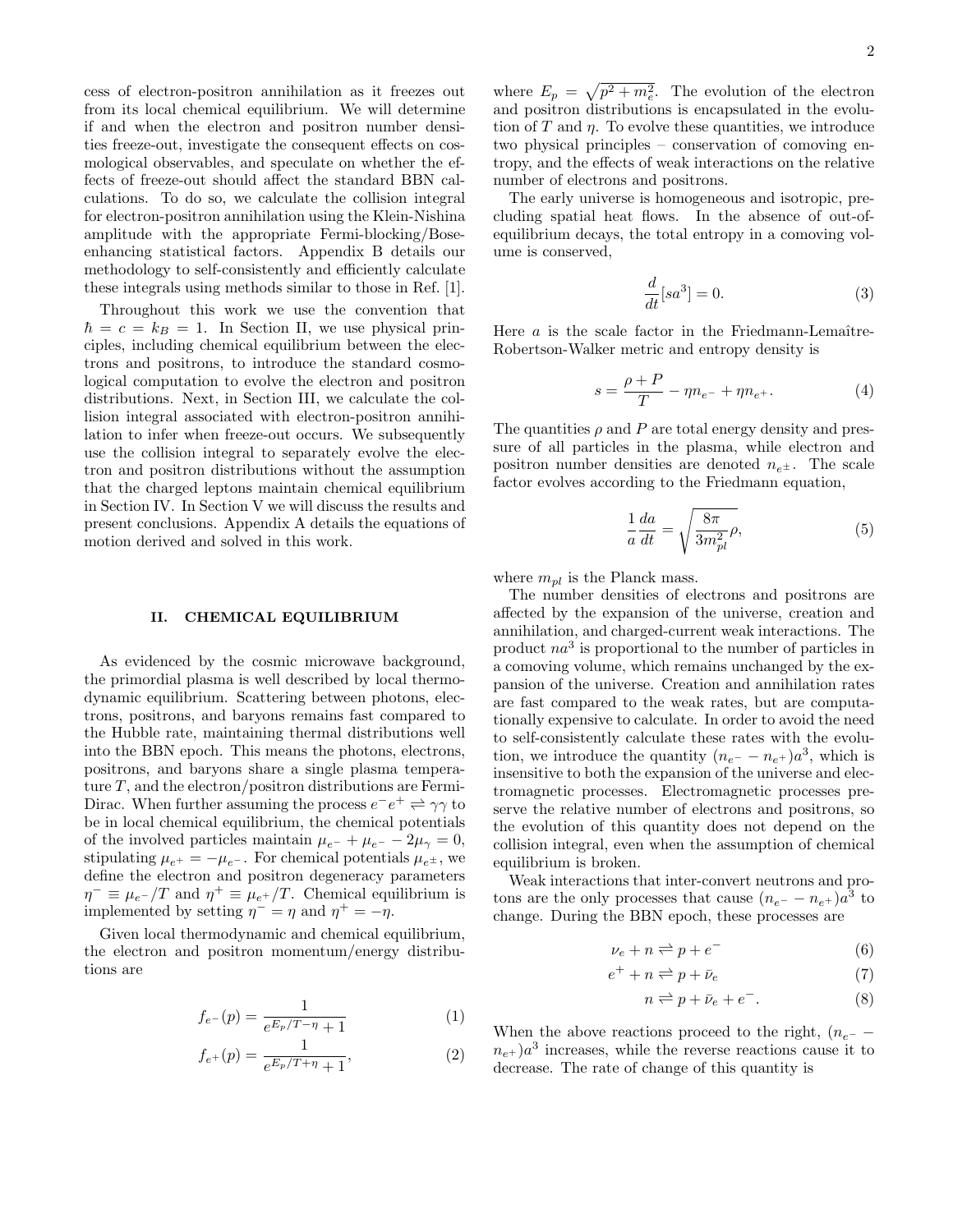cess of electron-positron annihilation as it freezes out from its local chemical equilibrium. We will determine if and when the electron and positron number densities freeze-out, investigate the consequent effects on cosmological observables, and speculate on whether the effects of freeze-out should affect the standard BBN calculations. To do so, we calculate the collision integral for electron-positron annihilation using the Klein-Nishina amplitude with the appropriate Fermi-blocking/Bose-enhancing statistical factors. Appendix B details our methodology to self-consistently and efficiently calculate these integrals using methods similar to those in Ref. [1].

Throughout this work we use the convention that $\hbar = c = k_B = 1$. In Section II, we use physical principles, including chemical equilibrium between the electrons and positrons, to introduce the standard cosmological computation to evolve the electron and positron distributions. Next, in Section III, we calculate the collision integral associated with electron-positron annihilation to infer when freeze-out occurs. We subsequently use the collision integral to separately evolve the electron and positron distributions without the assumption that the charged leptons maintain chemical equilibrium in Section IV. In Section V we will discuss the results and present conclusions. Appendix A details the equations of motion derived and solved in this work.

## II. CHEMICAL EQUILIBRIUM

As evidenced by the cosmic microwave background, the primordial plasma is well described by local thermodynamic equilibrium. Scattering between photons, electrons, positrons, and baryons remains fast compared to the Hubble rate, maintaining thermal distributions well into the BBN epoch. This means the photons, electrons, positrons, and baryons share a single plasma temperature $T$, and the electron/positron distributions are Fermi-Dirac. When further assuming the process $e^-e^+ \rightleftharpoons \gamma\gamma$ to be in local chemical equilibrium, the chemical potentials of the involved particles maintain $\mu_{e^-} + \mu_{e^-} - 2\mu_\gamma = 0$, stipulating $\mu_{e^+} = -\mu_{e^-}$. For chemical potentials $\mu_{e^\pm}$, we define the electron and positron degeneracy parameters $\eta^- \equiv \mu_{e^-}/T$ and $\eta^+ \equiv \mu_{e^+}/T$. Chemical equilibrium is implemented by setting $\eta^- = \eta$ and $\eta^+ = -\eta$.

Given local thermodynamic and chemical equilibrium, the electron and positron momentum/energy distributions are

$$f_{e^-}(p) = \frac{1}{e^{E_p/T - \eta} + 1} \tag{1}$$

$$f_{e^+}(p) = \frac{1}{e^{E_p/T + \eta} + 1}, \tag{2}$$

where $E_p = \sqrt{p^2 + m_e^2}$. The evolution of the electron and positron distributions is encapsulated in the evolution of $T$ and $\eta$. To evolve these quantities, we introduce two physical principles – conservation of comoving entropy, and the effects of weak interactions on the relative number of electrons and positrons.

The early universe is homogeneous and isotropic, precluding spatial heat flows. In the absence of out-of-equilibrium decays, the total entropy in a comoving volume is conserved,

$$\frac{d}{dt}[sa^3] = 0. \tag{3}$$

Here $a$ is the scale factor in the Friedmann-Lemaître-Robertson-Walker metric and entropy density is

$$s = \frac{\rho + P}{T} - \eta n_{e^-} + \eta n_{e^+}. \tag{4}$$

The quantities $\rho$ and $P$ are total energy density and pressure of all particles in the plasma, while electron and positron number densities are denoted $n_{e^\pm}$. The scale factor evolves according to the Friedmann equation,

$$\frac{1}{a}\frac{da}{dt} = \sqrt{\frac{8\pi}{3m_{pl}^2}\rho}, \tag{5}$$

where $m_{pl}$ is the Planck mass.

The number densities of electrons and positrons are affected by the expansion of the universe, creation and annihilation, and charged-current weak interactions. The product $na^3$ is proportional to the number of particles in a comoving volume, which remains unchanged by the expansion of the universe. Creation and annihilation rates are fast compared to the weak rates, but are computationally expensive to calculate. In order to avoid the need to self-consistently calculate these rates with the evolution, we introduce the quantity $(n_{e^-} - n_{e^+})a^3$, which is insensitive to both the expansion of the universe and electromagnetic processes. Electromagnetic processes preserve the relative number of electrons and positrons, so the evolution of this quantity does not depend on the collision integral, even when the assumption of chemical equilibrium is broken.

Weak interactions that inter-convert neutrons and protons are the only processes that cause $(n_{e^-} - n_{e^+})a^3$ to change. During the BBN epoch, these processes are

$$\nu_e + n \rightleftharpoons p + e^- \tag{6}$$

$$e^+ + n \rightleftharpoons p + \bar{\nu}_e \tag{7}$$

$$n \rightleftharpoons p + \bar{\nu}_e + e^-. \tag{8}$$

When the above reactions proceed to the right, $(n_{e^-} - n_{e^+})a^3$ increases, while the reverse reactions cause it to decrease. The rate of change of this quantity is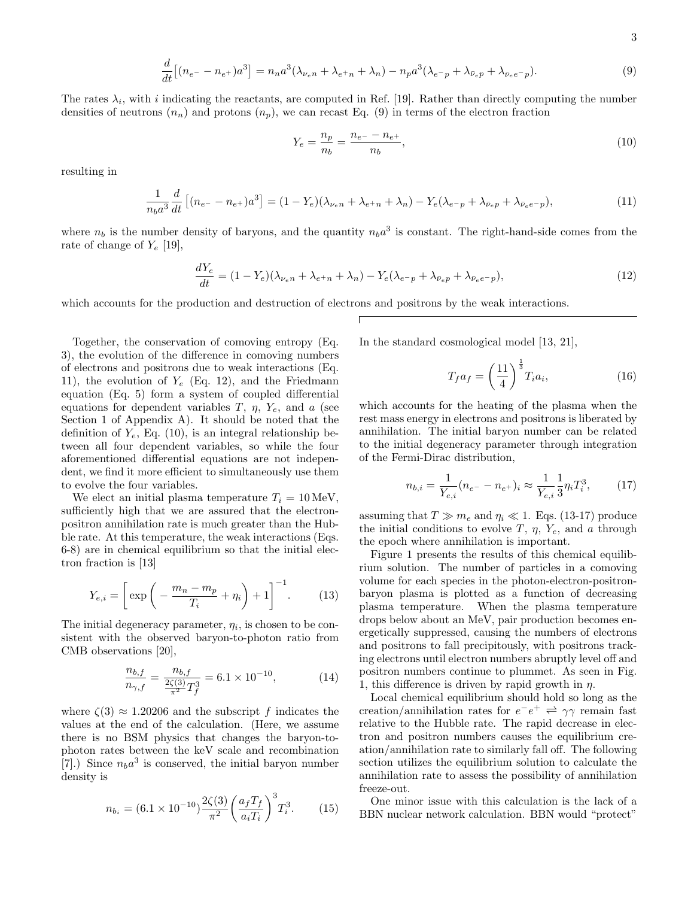$$\frac{d}{dt}\left[(n_{e^-} - n_{e^+})a^3\right] = n_n a^3(\lambda_{\nu_e n} + \lambda_{e^+ n} + \lambda_n) - n_p a^3(\lambda_{e^- p} + \lambda_{\bar{\nu}_e p} + \lambda_{\bar{\nu}_e e^- p}). \tag{9}$$

The rates $\lambda_i$, with $i$ indicating the reactants, are computed in Ref. [19]. Rather than directly computing the number densities of neutrons ($n_n$) and protons ($n_p$), we can recast Eq. (9) in terms of the electron fraction

$$Y_e = \frac{n_p}{n_b} = \frac{n_{e^-} - n_{e^+}}{n_b}, \tag{10}$$

resulting in

$$\frac{1}{n_b a^3}\frac{d}{dt}\left[(n_{e^-} - n_{e^+})a^3\right] = (1 - Y_e)(\lambda_{\nu_e n} + \lambda_{e^+ n} + \lambda_n) - Y_e(\lambda_{e^- p} + \lambda_{\bar{\nu}_e p} + \lambda_{\bar{\nu}_e e^- p}), \tag{11}$$

where $n_b$ is the number density of baryons, and the quantity $n_b a^3$ is constant. The right-hand-side comes from the rate of change of $Y_e$ [19],

$$\frac{dY_e}{dt} = (1 - Y_e)(\lambda_{\nu_e n} + \lambda_{e^+ n} + \lambda_n) - Y_e(\lambda_{e^- p} + \lambda_{\bar{\nu}_e p} + \lambda_{\bar{\nu}_e e^- p}), \tag{12}$$

which accounts for the production and destruction of electrons and positrons by the weak interactions.

Together, the conservation of comoving entropy (Eq. 3), the evolution of the difference in comoving numbers of electrons and positrons due to weak interactions (Eq. 11), the evolution of $Y_e$ (Eq. 12), and the Friedmann equation (Eq. 5) form a system of coupled differential equations for dependent variables $T$, $\eta$, $Y_e$, and $a$ (see Section 1 of Appendix A). It should be noted that the definition of $Y_e$, Eq. (10), is an integral relationship between all four dependent variables, so while the four aforementioned differential equations are not independent, we find it more efficient to simultaneously use them to evolve the four variables.

We elect an initial plasma temperature $T_i = 10\,\text{MeV}$, sufficiently high that we are assured that the electron-positron annihilation rate is much greater than the Hubble rate. At this temperature, the weak interactions (Eqs. 6-8) are in chemical equilibrium so that the initial electron fraction is [13]

$$Y_{e,i} = \left[\exp\left(-\frac{m_n - m_p}{T_i} + \eta_i\right) + 1\right]^{-1}. \tag{13}$$

The initial degeneracy parameter, $\eta_i$, is chosen to be consistent with the observed baryon-to-photon ratio from CMB observations [20],

$$\frac{n_{b,f}}{n_{\gamma,f}} = \frac{n_{b,f}}{\frac{2\zeta(3)}{\pi^2}T_f^3} = 6.1 \times 10^{-10}, \tag{14}$$

where $\zeta(3) \approx 1.20206$ and the subscript $f$ indicates the values at the end of the calculation. (Here, we assume there is no BSM physics that changes the baryon-to-photon rates between the keV scale and recombination [7].) Since $n_b a^3$ is conserved, the initial baryon number density is

$$n_{b_i} = (6.1 \times 10^{-10})\frac{2\zeta(3)}{\pi^2}\left(\frac{a_f T_f}{a_i T_i}\right)^3 T_i^3. \tag{15}$$

In the standard cosmological model [13, 21],

$$T_f a_f = \left(\frac{11}{4}\right)^{\frac{1}{3}} T_i a_i, \tag{16}$$

which accounts for the heating of the plasma when the rest mass energy in electrons and positrons is liberated by annihilation. The initial baryon number can be related to the initial degeneracy parameter through integration of the Fermi-Dirac distribution,

$$n_{b,i} = \frac{1}{Y_{e,i}}(n_{e^-} - n_{e^+})_i \approx \frac{1}{Y_{e,i}}\frac{1}{3}\eta_i T_i^3, \tag{17}$$

assuming that $T \gg m_e$ and $\eta_i \ll 1$. Eqs. (13-17) produce the initial conditions to evolve $T$, $\eta$, $Y_e$, and $a$ through the epoch where annihilation is important.

Figure 1 presents the results of this chemical equilibrium solution. The number of particles in a comoving volume for each species in the photon-electron-positron-baryon plasma is plotted as a function of decreasing plasma temperature. When the plasma temperature drops below about an MeV, pair production becomes energetically suppressed, causing the numbers of electrons and positrons to fall precipitously, with positrons tracking electrons until electron numbers abruptly level off and positron numbers continue to plummet. As seen in Fig. 1, this difference is driven by rapid growth in $\eta$.

Local chemical equilibrium should hold so long as the creation/annihilation rates for $e^-e^+ \rightleftharpoons \gamma\gamma$ remain fast relative to the Hubble rate. The rapid decrease in electron and positron numbers causes the equilibrium creation/annihilation rate to similarly fall off. The following section utilizes the equilibrium solution to calculate the annihilation rate to assess the possibility of annihilation freeze-out.

One minor issue with this calculation is the lack of a BBN nuclear network calculation. BBN would "protect"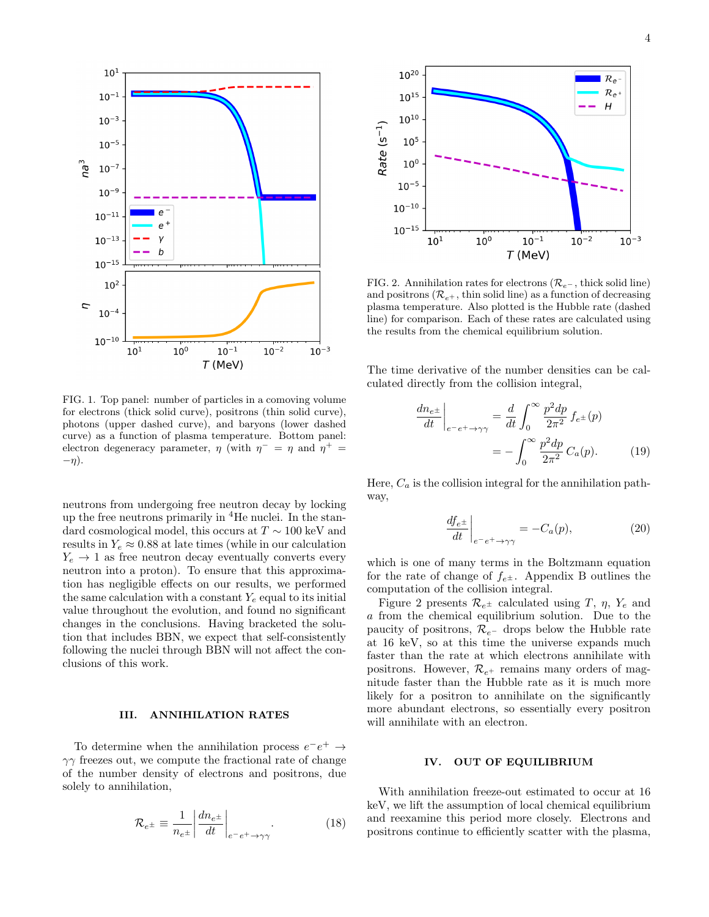FIG. 1. Top panel: number of particles in a comoving volume for electrons (thick solid curve), positrons (thin solid curve), photons (upper dashed curve), and baryons (lower dashed curve) as a function of plasma temperature. Bottom panel: electron degeneracy parameter, $\eta$ (with $\eta^- = \eta$ and $\eta^+ = -\eta$).

neutrons from undergoing free neutron decay by locking up the free neutrons primarily in $^4$He nuclei. In the standard cosmological model, this occurs at $T \sim 100$ keV and results in $Y_e \approx 0.88$ at late times (while in our calculation $Y_e \to 1$ as free neutron decay eventually converts every neutron into a proton). To ensure that this approximation has negligible effects on our results, we performed the same calculation with a constant $Y_e$ equal to its initial value throughout the evolution, and found no significant changes in the conclusions. Having bracketed the solution that includes BBN, we expect that self-consistently following the nuclei through BBN will not affect the conclusions of this work.

## III. ANNIHILATION RATES

To determine when the annihilation process $e^-e^+ \to \gamma\gamma$ freezes out, we compute the fractional rate of change of the number density of electrons and positrons, due solely to annihilation,

$$\mathcal{R}_{e^\pm} \equiv \frac{1}{n_{e^\pm}} \left| \frac{dn_{e^\pm}}{dt} \right|_{e^-e^+\to\gamma\gamma}. \tag{18}$$

FIG. 2. Annihilation rates for electrons ($\mathcal{R}_{e^-}$, thick solid line) and positrons ($\mathcal{R}_{e^+}$, thin solid line) as a function of decreasing plasma temperature. Also plotted is the Hubble rate (dashed line) for comparison. Each of these rates are calculated using the results from the chemical equilibrium solution.

The time derivative of the number densities can be calculated directly from the collision integral,

$$\begin{aligned} \left.\frac{dn_{e^\pm}}{dt}\right|_{e^-e^+\to\gamma\gamma} &= \frac{d}{dt}\int_0^\infty \frac{p^2dp}{2\pi^2}\, f_{e^\pm}(p) \\ &= -\int_0^\infty \frac{p^2dp}{2\pi^2}\, C_a(p). \end{aligned} \tag{19}$$

Here, $C_a$ is the collision integral for the annihilation pathway,

$$\left.\frac{df_{e^\pm}}{dt}\right|_{e^-e^+\to\gamma\gamma} = -C_a(p), \tag{20}$$

which is one of many terms in the Boltzmann equation for the rate of change of $f_{e^\pm}$. Appendix B outlines the computation of the collision integral.

Figure 2 presents $\mathcal{R}_{e^\pm}$ calculated using $T$, $\eta$, $Y_e$ and $a$ from the chemical equilibrium solution. Due to the paucity of positrons, $\mathcal{R}_{e^-}$ drops below the Hubble rate at 16 keV, so at this time the universe expands much faster than the rate at which electrons annihilate with positrons. However, $\mathcal{R}_{e^+}$ remains many orders of magnitude faster than the Hubble rate as it is much more likely for a positron to annihilate on the significantly more abundant electrons, so essentially every positron will annihilate with an electron.

## IV. OUT OF EQUILIBRIUM

With annihilation freeze-out estimated to occur at 16 keV, we lift the assumption of local chemical equilibrium and reexamine this period more closely. Electrons and positrons continue to efficiently scatter with the plasma,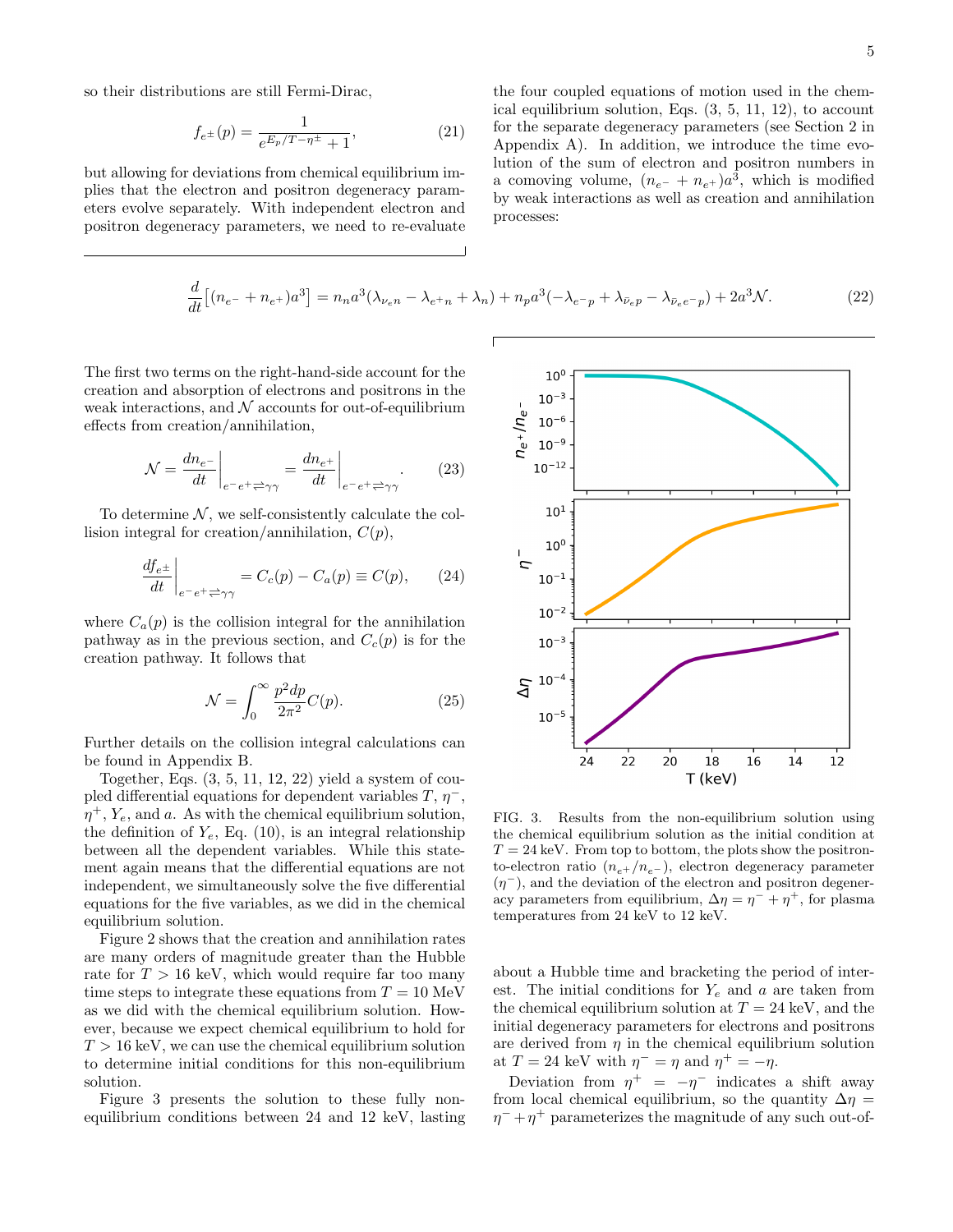so their distributions are still Fermi-Dirac,

$$f_{e^\pm}(p) = \frac{1}{e^{E_p/T - \eta^\pm} + 1}, \tag{21}$$

but allowing for deviations from chemical equilibrium implies that the electron and positron degeneracy parameters evolve separately. With independent electron and positron degeneracy parameters, we need to re-evaluate the four coupled equations of motion used in the chemical equilibrium solution, Eqs. (3, 5, 11, 12), to account for the separate degeneracy parameters (see Section 2 in Appendix A). In addition, we introduce the time evolution of the sum of electron and positron numbers in a comoving volume, $(n_{e^-} + n_{e^+})a^3$, which is modified by weak interactions as well as creation and annihilation processes:

$$\frac{d}{dt}\left[(n_{e^-} + n_{e^+})a^3\right] = n_n a^3(\lambda_{\nu_e n} - \lambda_{e^+ n} + \lambda_n) + n_p a^3(-\lambda_{e^- p} + \lambda_{\bar{\nu}_e p} - \lambda_{\bar{\nu}_e e^- p}) + 2a^3\mathcal{N}. \tag{22}$$

The first two terms on the right-hand-side account for the creation and absorption of electrons and positrons in the weak interactions, and $\mathcal{N}$ accounts for out-of-equilibrium effects from creation/annihilation,

$$\mathcal{N} = \left.\frac{dn_{e^-}}{dt}\right|_{e^-e^+\rightleftharpoons\gamma\gamma} = \left.\frac{dn_{e^+}}{dt}\right|_{e^-e^+\rightleftharpoons\gamma\gamma}. \tag{23}$$

To determine $\mathcal{N}$, we self-consistently calculate the collision integral for creation/annihilation, $C(p)$,

$$\left.\frac{df_{e^\pm}}{dt}\right|_{e^-e^+\rightleftharpoons\gamma\gamma} = C_c(p) - C_a(p) \equiv C(p), \tag{24}$$

where $C_a(p)$ is the collision integral for the annihilation pathway as in the previous section, and $C_c(p)$ is for the creation pathway. It follows that

$$\mathcal{N} = \int_0^\infty \frac{p^2 dp}{2\pi^2} C(p). \tag{25}$$

Further details on the collision integral calculations can be found in Appendix B.

Together, Eqs. (3, 5, 11, 12, 22) yield a system of coupled differential equations for dependent variables $T$, $\eta^-$, $\eta^+$, $Y_e$, and $a$. As with the chemical equilibrium solution, the definition of $Y_e$, Eq. (10), is an integral relationship between all the dependent variables. While this statement again means that the differential equations are not independent, we simultaneously solve the five differential equations for the five variables, as we did in the chemical equilibrium solution.

Figure 2 shows that the creation and annihilation rates are many orders of magnitude greater than the Hubble rate for $T > 16$ keV, which would require far too many time steps to integrate these equations from $T = 10$ MeV as we did with the chemical equilibrium solution. However, because we expect chemical equilibrium to hold for $T > 16$ keV, we can use the chemical equilibrium solution to determine initial conditions for this non-equilibrium solution.

Figure 3 presents the solution to these fully non-equilibrium conditions between 24 and 12 keV, lasting about a Hubble time and bracketing the period of interest. The initial conditions for $Y_e$ and $a$ are taken from the chemical equilibrium solution at $T = 24$ keV, and the initial degeneracy parameters for electrons and positrons are derived from $\eta$ in the chemical equilibrium solution at $T = 24$ keV with $\eta^- = \eta$ and $\eta^+ = -\eta$.

FIG. 3. Results from the non-equilibrium solution using the chemical equilibrium solution as the initial condition at $T = 24$ keV. From top to bottom, the plots show the positron-to-electron ratio $(n_{e^+}/n_{e^-})$, electron degeneracy parameter $(\eta^-)$, and the deviation of the electron and positron degeneracy parameters from equilibrium, $\Delta\eta = \eta^- + \eta^+$, for plasma temperatures from 24 keV to 12 keV.

Deviation from $\eta^+ = -\eta^-$ indicates a shift away from local chemical equilibrium, so the quantity $\Delta\eta = \eta^- + \eta^+$ parameterizes the magnitude of any such out-of-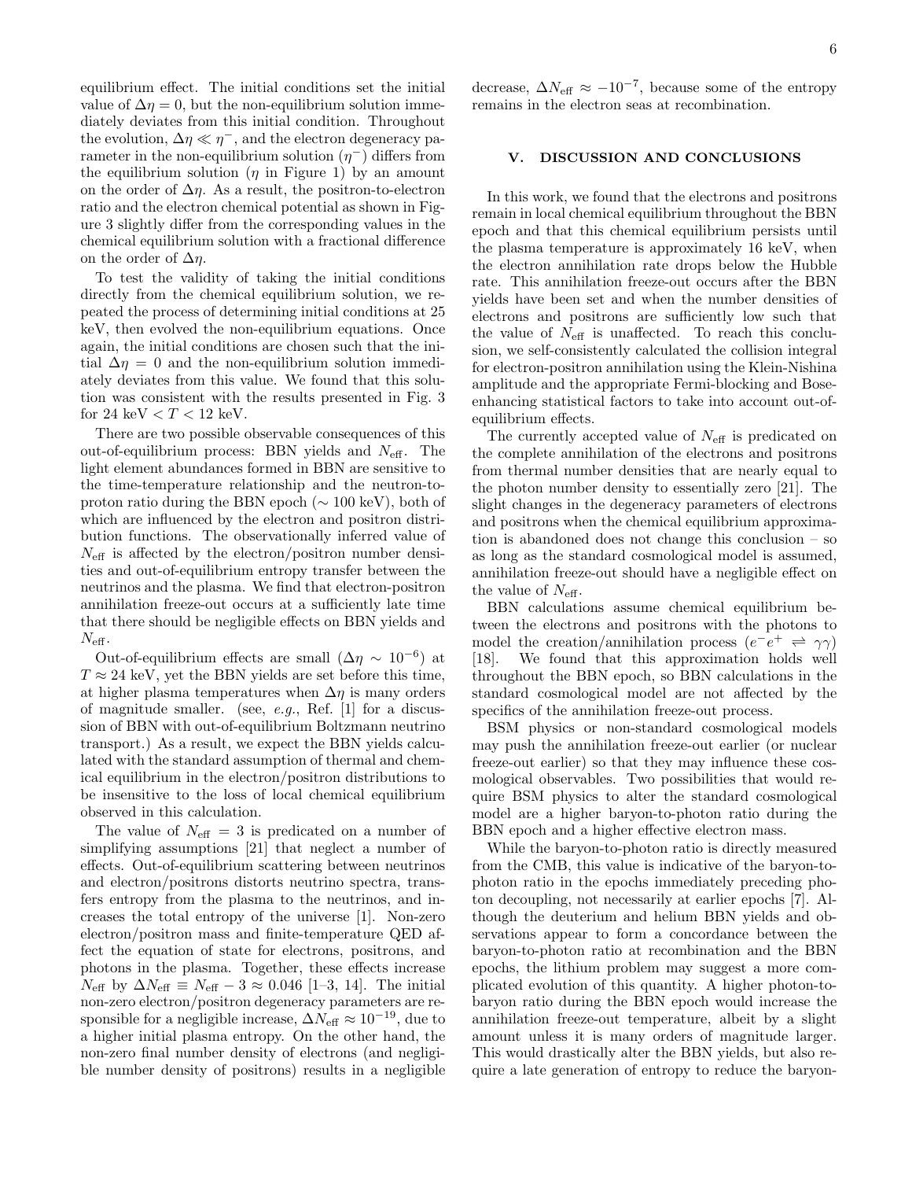equilibrium effect. The initial conditions set the initial value of $\Delta\eta = 0$, but the non-equilibrium solution immediately deviates from this initial condition. Throughout the evolution, $\Delta\eta \ll \eta^-$, and the electron degeneracy parameter in the non-equilibrium solution ($\eta^-$) differs from the equilibrium solution ($\eta$ in Figure 1) by an amount on the order of $\Delta\eta$. As a result, the positron-to-electron ratio and the electron chemical potential as shown in Figure 3 slightly differ from the corresponding values in the chemical equilibrium solution with a fractional difference on the order of $\Delta\eta$.

To test the validity of taking the initial conditions directly from the chemical equilibrium solution, we repeated the process of determining initial conditions at 25 keV, then evolved the non-equilibrium equations. Once again, the initial conditions are chosen such that the initial $\Delta\eta = 0$ and the non-equilibrium solution immediately deviates from this value. We found that this solution was consistent with the results presented in Fig. 3 for 24 keV $< T <$ 12 keV.

There are two possible observable consequences of this out-of-equilibrium process: BBN yields and $N_{\rm eff}$. The light element abundances formed in BBN are sensitive to the time-temperature relationship and the neutron-to-proton ratio during the BBN epoch ($\sim$ 100 keV), both of which are influenced by the electron and positron distribution functions. The observationally inferred value of $N_{\rm eff}$ is affected by the electron/positron number densities and out-of-equilibrium entropy transfer between the neutrinos and the plasma. We find that electron-positron annihilation freeze-out occurs at a sufficiently late time that there should be negligible effects on BBN yields and $N_{\rm eff}$.

Out-of-equilibrium effects are small ($\Delta\eta \sim 10^{-6}$) at $T \approx 24$ keV, yet the BBN yields are set before this time, at higher plasma temperatures when $\Delta\eta$ is many orders of magnitude smaller. (see, *e.g.*, Ref. [1] for a discussion of BBN with out-of-equilibrium Boltzmann neutrino transport.) As a result, we expect the BBN yields calculated with the standard assumption of thermal and chemical equilibrium in the electron/positron distributions to be insensitive to the loss of local chemical equilibrium observed in this calculation.

The value of $N_{\rm eff} = 3$ is predicated on a number of simplifying assumptions [21] that neglect a number of effects. Out-of-equilibrium scattering between neutrinos and electron/positrons distorts neutrino spectra, transfers entropy from the plasma to the neutrinos, and increases the total entropy of the universe [1]. Non-zero electron/positron mass and finite-temperature QED affect the equation of state for electrons, positrons, and photons in the plasma. Together, these effects increase $N_{\rm eff}$ by $\Delta N_{\rm eff} \equiv N_{\rm eff} - 3 \approx 0.046$ [1–3, 14]. The initial non-zero electron/positron degeneracy parameters are responsible for a negligible increase, $\Delta N_{\rm eff} \approx 10^{-19}$, due to a higher initial plasma entropy. On the other hand, the non-zero final number density of electrons (and negligible number density of positrons) results in a negligible decrease, $\Delta N_{\rm eff} \approx -10^{-7}$, because some of the entropy remains in the electron seas at recombination.

## V. DISCUSSION AND CONCLUSIONS

In this work, we found that the electrons and positrons remain in local chemical equilibrium throughout the BBN epoch and that this chemical equilibrium persists until the plasma temperature is approximately 16 keV, when the electron annihilation rate drops below the Hubble rate. This annihilation freeze-out occurs after the BBN yields have been set and when the number densities of electrons and positrons are sufficiently low such that the value of $N_{\rm eff}$ is unaffected. To reach this conclusion, we self-consistently calculated the collision integral for electron-positron annihilation using the Klein-Nishina amplitude and the appropriate Fermi-blocking and Bose-enhancing statistical factors to take into account out-of-equilibrium effects.

The currently accepted value of $N_{\rm eff}$ is predicated on the complete annihilation of the electrons and positrons from thermal number densities that are nearly equal to the photon number density to essentially zero [21]. The slight changes in the degeneracy parameters of electrons and positrons when the chemical equilibrium approximation is abandoned does not change this conclusion – so as long as the standard cosmological model is assumed, annihilation freeze-out should have a negligible effect on the value of $N_{\rm eff}$.

BBN calculations assume chemical equilibrium between the electrons and positrons with the photons to model the creation/annihilation process ($e^-e^+ \rightleftharpoons \gamma\gamma$) [18]. We found that this approximation holds well throughout the BBN epoch, so BBN calculations in the standard cosmological model are not affected by the specifics of the annihilation freeze-out process.

BSM physics or non-standard cosmological models may push the annihilation freeze-out earlier (or nuclear freeze-out earlier) so that they may influence these cosmological observables. Two possibilities that would require BSM physics to alter the standard cosmological model are a higher baryon-to-photon ratio during the BBN epoch and a higher effective electron mass.

While the baryon-to-photon ratio is directly measured from the CMB, this value is indicative of the baryon-to-photon ratio in the epochs immediately preceding photon decoupling, not necessarily at earlier epochs [7]. Although the deuterium and helium BBN yields and observations appear to form a concordance between the baryon-to-photon ratio at recombination and the BBN epochs, the lithium problem may suggest a more complicated evolution of this quantity. A higher photon-to-baryon ratio during the BBN epoch would increase the annihilation freeze-out temperature, albeit by a slight amount unless it is many orders of magnitude larger. This would drastically alter the BBN yields, but also require a late generation of entropy to reduce the baryon-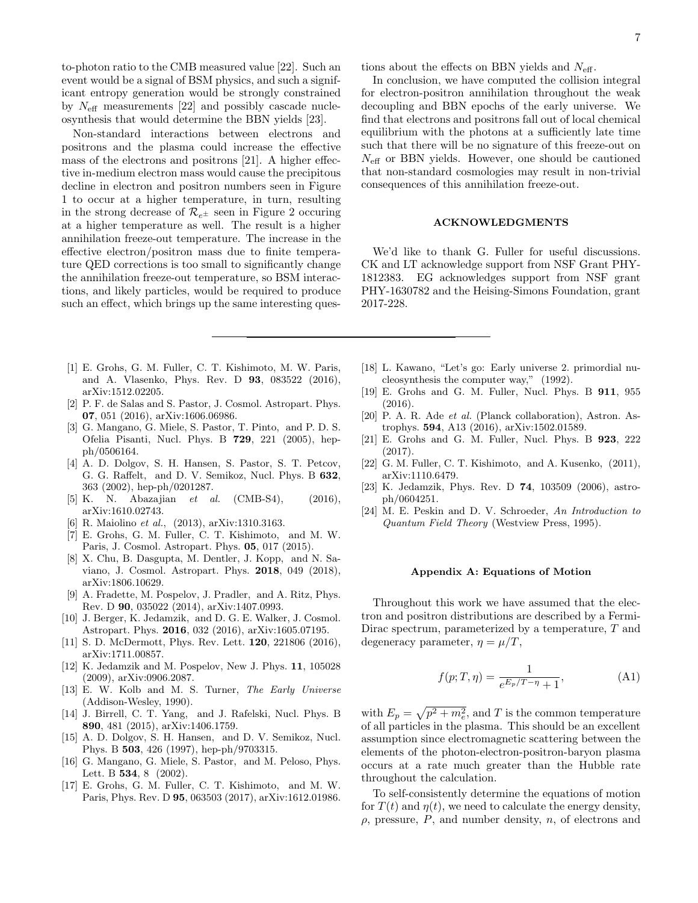to-photon ratio to the CMB measured value [22]. Such an event would be a signal of BSM physics, and such a significant entropy generation would be strongly constrained by $N_{\rm eff}$ measurements [22] and possibly cascade nucleosynthesis that would determine the BBN yields [23].

Non-standard interactions between electrons and positrons and the plasma could increase the effective mass of the electrons and positrons [21]. A higher effective in-medium electron mass would cause the precipitous decline in electron and positron numbers seen in Figure 1 to occur at a higher temperature, in turn, resulting in the strong decrease of $\mathcal{R}_{e^\pm}$ seen in Figure 2 occuring at a higher temperature as well. The result is a higher annihilation freeze-out temperature. The increase in the effective electron/positron mass due to finite temperature QED corrections is too small to significantly change the annihilation freeze-out temperature, so BSM interactions, and likely particles, would be required to produce such an effect, which brings up the same interesting questions about the effects on BBN yields and $N_{\rm eff}$.

In conclusion, we have computed the collision integral for electron-positron annihilation throughout the weak decoupling and BBN epochs of the early universe. We find that electrons and positrons fall out of local chemical equilibrium with the photons at a sufficiently late time such that there will be no signature of this freeze-out on $N_{\rm eff}$ or BBN yields. However, one should be cautioned that non-standard cosmologies may result in non-trivial consequences of this annihilation freeze-out.

## ACKNOWLEDGMENTS

We'd like to thank G. Fuller for useful discussions. CK and LT acknowledge support from NSF Grant PHY-1812383. EG acknowledges support from NSF grant PHY-1630782 and the Heising-Simons Foundation, grant 2017-228.

---

[1] E. Grohs, G. M. Fuller, C. T. Kishimoto, M. W. Paris, and A. Vlasenko, Phys. Rev. D **93**, 083522 (2016), arXiv:1512.02205.

[2] P. F. de Salas and S. Pastor, J. Cosmol. Astropart. Phys. **07**, 051 (2016), arXiv:1606.06986.

[3] G. Mangano, G. Miele, S. Pastor, T. Pinto, and P. D. S. Ofelia Pisanti, Nucl. Phys. B **729**, 221 (2005), hep-ph/0506164.

[4] A. D. Dolgov, S. H. Hansen, S. Pastor, S. T. Petcov, G. G. Raffelt, and D. V. Semikoz, Nucl. Phys. B **632**, 363 (2002), hep-ph/0201287.

[5] K. N. Abazajian *et al.* (CMB-S4), (2016), arXiv:1610.02743.

[6] R. Maiolino *et al.*, (2013), arXiv:1310.3163.

[7] E. Grohs, G. M. Fuller, C. T. Kishimoto, and M. W. Paris, J. Cosmol. Astropart. Phys. **05**, 017 (2015).

[8] X. Chu, B. Dasgupta, M. Dentler, J. Kopp, and N. Saviano, J. Cosmol. Astropart. Phys. **2018**, 049 (2018), arXiv:1806.10629.

[9] A. Fradette, M. Pospelov, J. Pradler, and A. Ritz, Phys. Rev. D **90**, 035022 (2014), arXiv:1407.0993.

[10] J. Berger, K. Jedamzik, and D. G. E. Walker, J. Cosmol. Astropart. Phys. **2016**, 032 (2016), arXiv:1605.07195.

[11] S. D. McDermott, Phys. Rev. Lett. **120**, 221806 (2016), arXiv:1711.00857.

[12] K. Jedamzik and M. Pospelov, New J. Phys. **11**, 105028 (2009), arXiv:0906.2087.

[13] E. W. Kolb and M. S. Turner, *The Early Universe* (Addison-Wesley, 1990).

[14] J. Birrell, C. T. Yang, and J. Rafelski, Nucl. Phys. B **890**, 481 (2015), arXiv:1406.1759.

[15] A. D. Dolgov, S. H. Hansen, and D. V. Semikoz, Nucl. Phys. B **503**, 426 (1997), hep-ph/9703315.

[16] G. Mangano, G. Miele, S. Pastor, and M. Peloso, Phys. Lett. B **534**, 8 (2002).

[17] E. Grohs, G. M. Fuller, C. T. Kishimoto, and M. W. Paris, Phys. Rev. D **95**, 063503 (2017), arXiv:1612.01986.

[18] L. Kawano, "Let's go: Early universe 2. primordial nucleosynthesis the computer way," (1992).

[19] E. Grohs and G. M. Fuller, Nucl. Phys. B **911**, 955 (2016).

[20] P. A. R. Ade *et al.* (Planck collaboration), Astron. Astrophys. **594**, A13 (2016), arXiv:1502.01589.

[21] E. Grohs and G. M. Fuller, Nucl. Phys. B **923**, 222 (2017).

[22] G. M. Fuller, C. T. Kishimoto, and A. Kusenko, (2011), arXiv:1110.6479.

[23] K. Jedamzik, Phys. Rev. D **74**, 103509 (2006), astro-ph/0604251.

[24] M. E. Peskin and D. V. Schroeder, *An Introduction to Quantum Field Theory* (Westview Press, 1995).

### Appendix A: Equations of Motion

Throughout this work we have assumed that the electron and positron distributions are described by a Fermi-Dirac spectrum, parameterized by a temperature, $T$ and degeneracy parameter, $\eta = \mu/T$,

$$f(p; T, \eta) = \frac{1}{e^{E_p/T - \eta} + 1}, \tag{A1}$$

with $E_p = \sqrt{p^2 + m_e^2}$, and $T$ is the common temperature of all particles in the plasma. This should be an excellent assumption since electromagnetic scattering between the elements of the photon-electron-positron-baryon plasma occurs at a rate much greater than the Hubble rate throughout the calculation.

To self-consistently determine the equations of motion for $T(t)$ and $\eta(t)$, we need to calculate the energy density, $\rho$, pressure, $P$, and number density, $n$, of electrons and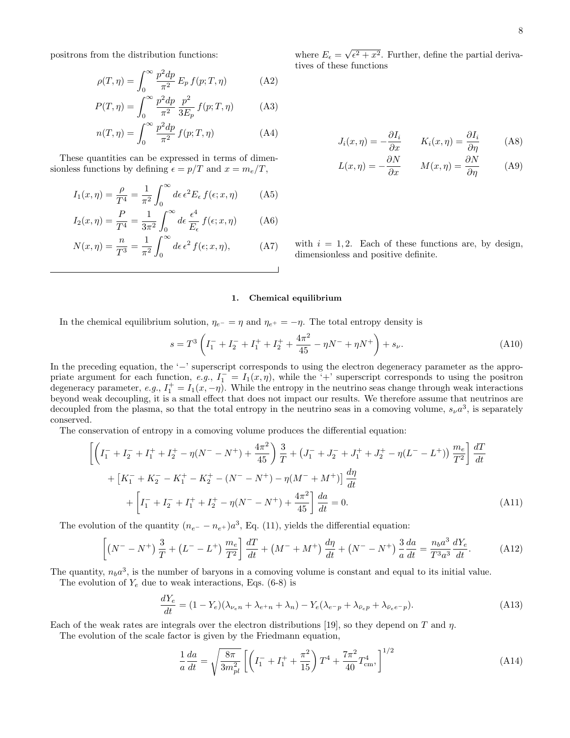positrons from the distribution functions:

$$\rho(T,\eta) = \int_0^\infty \frac{p^2 dp}{\pi^2}\, E_p\, f(p;T,\eta) \tag{A2}$$

$$P(T,\eta) = \int_0^\infty \frac{p^2 dp}{\pi^2}\, \frac{p^2}{3E_p}\, f(p;T,\eta) \tag{A3}$$

$$n(T,\eta) = \int_0^\infty \frac{p^2 dp}{\pi^2}\, f(p;T,\eta) \tag{A4}$$

These quantities can be expressed in terms of dimensionless functions by defining $\epsilon = p/T$ and $x = m_e/T$,

$$I_1(x,\eta) = \frac{\rho}{T^4} = \frac{1}{\pi^2}\int_0^\infty d\epsilon\, \epsilon^2 E_\epsilon\, f(\epsilon;x,\eta) \tag{A5}$$

$$I_2(x,\eta) = \frac{P}{T^4} = \frac{1}{3\pi^2}\int_0^\infty d\epsilon\, \frac{\epsilon^4}{E_\epsilon}\, f(\epsilon;x,\eta) \tag{A6}$$

$$N(x,\eta) = \frac{n}{T^3} = \frac{1}{\pi^2}\int_0^\infty d\epsilon\, \epsilon^2\, f(\epsilon;x,\eta), \tag{A7}$$

where $E_\epsilon = \sqrt{\epsilon^2 + x^2}$. Further, define the partial derivatives of these functions

$$J_i(x,\eta) = -\frac{\partial I_i}{\partial x} \qquad K_i(x,\eta) = \frac{\partial I_i}{\partial \eta} \tag{A8}$$

$$L(x,\eta) = -\frac{\partial N}{\partial x} \qquad M(x,\eta) = \frac{\partial N}{\partial \eta} \tag{A9}$$

with $i = 1,2$. Each of these functions are, by design, dimensionless and positive definite.

### 1. Chemical equilibrium

In the chemical equilibrium solution, $\eta_{e^-} = \eta$ and $\eta_{e^+} = -\eta$. The total entropy density is

$$s = T^3\left(I_1^- + I_2^- + I_1^+ + I_2^+ + \frac{4\pi^2}{45} - \eta N^- + \eta N^+\right) + s_\nu. \tag{A10}$$

In the preceding equation, the '$-$' superscript corresponds to using the electron degeneracy parameter as the appropriate argument for each function, *e.g.*, $I_1^- = I_1(x,\eta)$, while the '+' superscript corresponds to using the positron degeneracy parameter, *e.g.*, $I_1^+ = I_1(x,-\eta)$. While the entropy in the neutrino seas change through weak interactions beyond weak decoupling, it is a small effect that does not impact our results. We therefore assume that neutrinos are decoupled from the plasma, so that the total entropy in the neutrino seas in a comoving volume, $s_\nu a^3$, is separately conserved.

The conservation of entropy in a comoving volume produces the differential equation:

$$\begin{aligned}
&\left[\left(I_1^- + I_2^- + I_1^+ + I_2^+ - \eta(N^- - N^+) + \frac{4\pi^2}{45}\right)\frac{3}{T} + \left(J_1^- + J_2^- + J_1^+ + J_2^+ - \eta(L^- - L^+)\right)\frac{m_e}{T^2}\right]\frac{dT}{dt} \\
&\quad + \left[K_1^- + K_2^- - K_1^+ - K_2^+ - (N^- - N^+) - \eta(M^- + M^+)\right]\frac{d\eta}{dt} \\
&\quad\quad + \left[I_1^- + I_2^- + I_1^+ + I_2^+ - \eta(N^- - N^+) + \frac{4\pi^2}{45}\right]\frac{da}{dt} = 0.
\end{aligned} \tag{A11}$$

The evolution of the quantity $(n_{e^-} - n_{e^+})a^3$, Eq. (11), yields the differential equation:

$$\left[\left(N^- - N^+\right)\frac{3}{T} + \left(L^- - L^+\right)\frac{m_e}{T^2}\right]\frac{dT}{dt} + \left(M^- + M^+\right)\frac{d\eta}{dt} + \left(N^- - N^+\right)\frac{3}{a}\frac{da}{dt} = \frac{n_b a^3}{T^3 a^3}\frac{dY_e}{dt}. \tag{A12}$$

The quantity, $n_b a^3$, is the number of baryons in a comoving volume is constant and equal to its initial value.

The evolution of $Y_e$ due to weak interactions, Eqs. (6-8) is

$$\frac{dY_e}{dt} = (1 - Y_e)(\lambda_{\nu_e n} + \lambda_{e^+ n} + \lambda_n) - Y_e(\lambda_{e^- p} + \lambda_{\bar{\nu}_e p} + \lambda_{\bar{\nu}_e e^- p}). \tag{A13}$$

Each of the weak rates are integrals over the electron distributions [19], so they depend on $T$ and $\eta$.

The evolution of the scale factor is given by the Friedmann equation,

$$\frac{1}{a}\frac{da}{dt} = \sqrt{\frac{8\pi}{3m_{pl}^2}}\left[\left(I_1^- + I_1^+ + \frac{\pi^2}{15}\right)T^4 + \frac{7\pi^2}{40}T_{\rm cm}^4,\right]^{1/2} \tag{A14}$$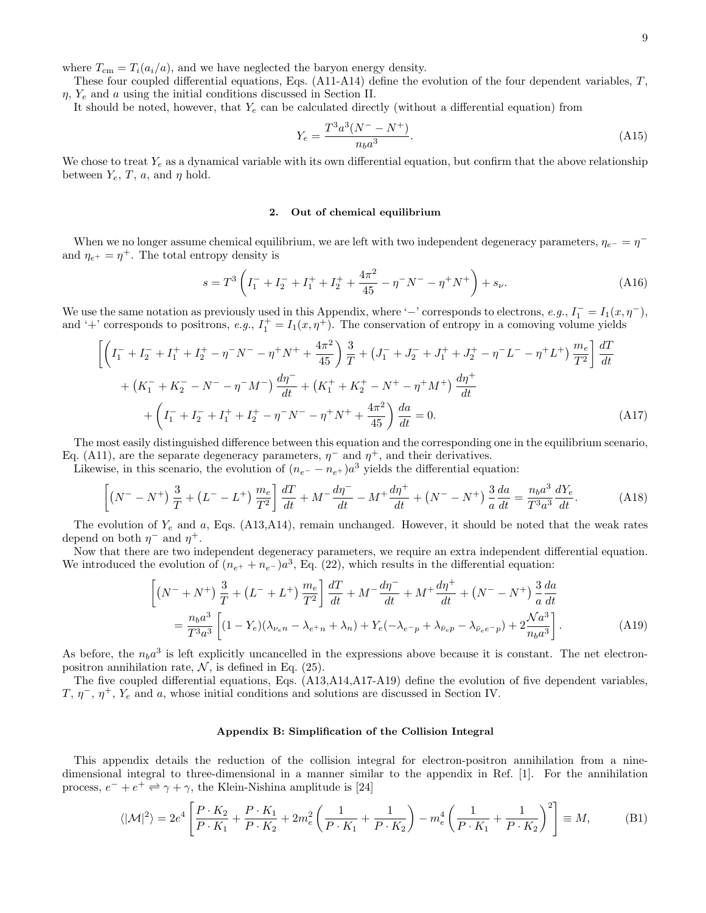where $T_{\rm cm} = T_i(a_i/a)$, and we have neglected the baryon energy density.

These four coupled differential equations, Eqs. (A11-A14) define the evolution of the four dependent variables, $T$, $\eta$, $Y_e$ and $a$ using the initial conditions discussed in Section II.

It should be noted, however, that $Y_e$ can be calculated directly (without a differential equation) from

$$Y_e = \frac{T^3 a^3 (N^- - N^+)}{n_b a^3}. \tag{A15}$$

We chose to treat $Y_e$ as a dynamical variable with its own differential equation, but confirm that the above relationship between $Y_e$, $T$, $a$, and $\eta$ hold.

### 2. Out of chemical equilibrium

When we no longer assume chemical equilibrium, we are left with two independent degeneracy parameters, $\eta_{e^-} = \eta^-$ and $\eta_{e^+} = \eta^+$. The total entropy density is

$$s = T^3\left(I_1^- + I_2^- + I_1^+ + I_2^+ + \frac{4\pi^2}{45} - \eta^- N^- - \eta^+ N^+\right) + s_\nu. \tag{A16}$$

We use the same notation as previously used in this Appendix, where '$-$' corresponds to electrons, *e.g.*, $I_1^- = I_1(x, \eta^-)$, and '+' corresponds to positrons, *e.g.*, $I_1^+ = I_1(x, \eta^+)$. The conservation of entropy in a comoving volume yields

$$\begin{aligned}
&\left[\left(I_1^- + I_2^- + I_1^+ + I_2^+ - \eta^- N^- - \eta^+ N^+ + \frac{4\pi^2}{45}\right)\frac{3}{T} + \left(J_1^- + J_2^- + J_1^+ + J_2^+ - \eta^- L^- - \eta^+ L^+\right)\frac{m_e}{T^2}\right]\frac{dT}{dt} \\
&\quad + \left(K_1^- + K_2^- - N^- - \eta^- M^-\right)\frac{d\eta^-}{dt} + \left(K_1^+ + K_2^+ - N^+ - \eta^+ M^+\right)\frac{d\eta^+}{dt} \\
&\quad\quad + \left(I_1^- + I_2^- + I_1^+ + I_2^+ - \eta^- N^- - \eta^+ N^+ + \frac{4\pi^2}{45}\right)\frac{da}{dt} = 0.
\end{aligned} \tag{A17}$$

The most easily distinguished difference between this equation and the corresponding one in the equilibrium scenario, Eq. (A11), are the separate degeneracy parameters, $\eta^-$ and $\eta^+$, and their derivatives.

Likewise, in this scenario, the evolution of $(n_{e^-} - n_{e^+})a^3$ yields the differential equation:

$$\left[\left(N^- - N^+\right)\frac{3}{T} + \left(L^- - L^+\right)\frac{m_e}{T^2}\right]\frac{dT}{dt} + M^-\frac{d\eta^-}{dt} - M^+\frac{d\eta^+}{dt} + \left(N^- - N^+\right)\frac{3}{a}\frac{da}{dt} = \frac{n_b a^3}{T^3 a^3}\frac{dY_e}{dt}. \tag{A18}$$

The evolution of $Y_e$ and $a$, Eqs. (A13,A14), remain unchanged. However, it should be noted that the weak rates depend on both $\eta^-$ and $\eta^+$.

Now that there are two independent degeneracy parameters, we require an extra independent differential equation. We introduced the evolution of $(n_{e^+} + n_{e^-})a^3$, Eq. (22), which results in the differential equation:

$$\begin{aligned}
&\left[\left(N^- + N^+\right)\frac{3}{T} + \left(L^- + L^+\right)\frac{m_e}{T^2}\right]\frac{dT}{dt} + M^-\frac{d\eta^-}{dt} + M^+\frac{d\eta^+}{dt} + \left(N^- - N^+\right)\frac{3}{a}\frac{da}{dt} \\
&\quad = \frac{n_b a^3}{T^3 a^3}\left[(1 - Y_e)(\lambda_{\nu_e n} - \lambda_{e^+ n} + \lambda_n) + Y_e(-\lambda_{e^- p} + \lambda_{\bar{\nu}_e p} - \lambda_{\bar{\nu}_e e^- p}) + 2\frac{\mathcal{N} a^3}{n_b a^3}\right].
\end{aligned} \tag{A19}$$

As before, the $n_b a^3$ is left explicitly uncancelled in the expressions above because it is constant. The net electron-positron annihilation rate, $\mathcal{N}$, is defined in Eq. (25).

The five coupled differential equations, Eqs. (A13,A14,A17-A19) define the evolution of five dependent variables, $T$, $\eta^-$, $\eta^+$, $Y_e$ and $a$, whose initial conditions and solutions are discussed in Section IV.

## Appendix B: Simplification of the Collision Integral

This appendix details the reduction of the collision integral for electron-positron annihilation from a nine-dimensional integral to three-dimensional in a manner similar to the appendix in Ref. [1]. For the annihilation process, $e^- + e^+ \rightleftharpoons \gamma + \gamma$, the Klein-Nishina amplitude is [24]

$$\langle|\mathcal{M}|^2\rangle = 2e^4\left[\frac{P\cdot K_2}{P\cdot K_1} + \frac{P\cdot K_1}{P\cdot K_2} + 2m_e^2\left(\frac{1}{P\cdot K_1} + \frac{1}{P\cdot K_2}\right) - m_e^4\left(\frac{1}{P\cdot K_1} + \frac{1}{P\cdot K_2}\right)^2\right] \equiv M, \tag{B1}$$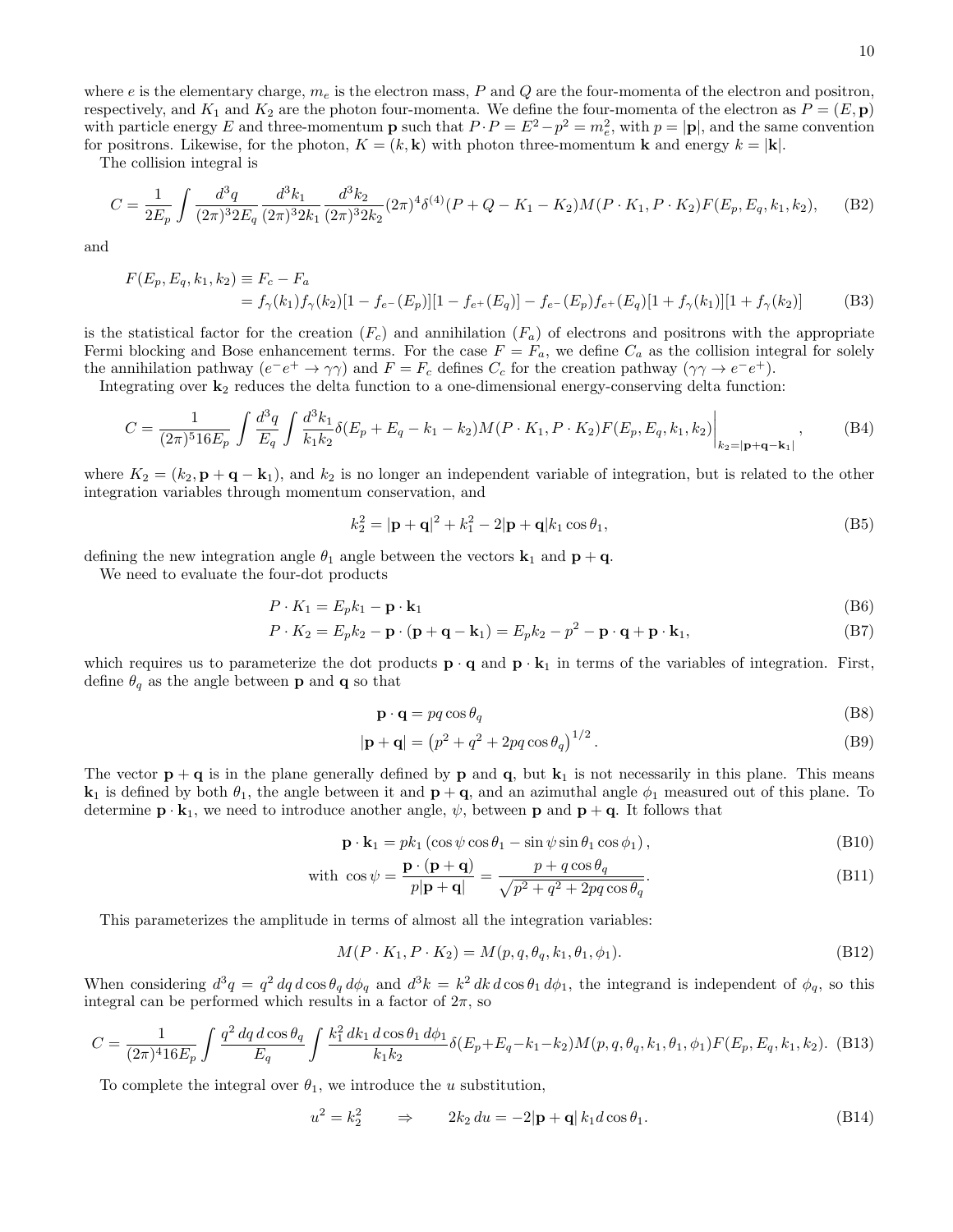where $e$ is the elementary charge, $m_e$ is the electron mass, $P$ and $Q$ are the four-momenta of the electron and positron, respectively, and $K_1$ and $K_2$ are the photon four-momenta. We define the four-momenta of the electron as $P = (E, \mathbf{p})$ with particle energy $E$ and three-momentum $\mathbf{p}$ such that $P \cdot P = E^2 - p^2 = m_e^2$, with $p = |\mathbf{p}|$, and the same convention for positrons. Likewise, for the photon, $K = (k, \mathbf{k})$ with photon three-momentum $\mathbf{k}$ and energy $k = |\mathbf{k}|$.

The collision integral is

$$C = \frac{1}{2E_p} \int \frac{d^3q}{(2\pi)^3 2E_q} \frac{d^3k_1}{(2\pi)^3 2k_1} \frac{d^3k_2}{(2\pi)^3 2k_2} (2\pi)^4 \delta^{(4)}(P + Q - K_1 - K_2) M(P \cdot K_1, P \cdot K_2) F(E_p, E_q, k_1, k_2), \tag{B2}$$

and

$$\begin{aligned} F(E_p, E_q, k_1, k_2) &\equiv F_c - F_a \\ &= f_\gamma(k_1) f_\gamma(k_2)[1 - f_{e^-}(E_p)][1 - f_{e^+}(E_q)] - f_{e^-}(E_p) f_{e^+}(E_q)[1 + f_\gamma(k_1)][1 + f_\gamma(k_2)] \end{aligned} \tag{B3}$$

is the statistical factor for the creation ($F_c$) and annihilation ($F_a$) of electrons and positrons with the appropriate Fermi blocking and Bose enhancement terms. For the case $F = F_a$, we define $C_a$ as the collision integral for solely the annihilation pathway ($e^-e^+ \to \gamma\gamma$) and $F = F_c$ defines $C_c$ for the creation pathway ($\gamma\gamma \to e^-e^+$).

Integrating over $\mathbf{k}_2$ reduces the delta function to a one-dimensional energy-conserving delta function:

$$C = \frac{1}{(2\pi)^5 16 E_p} \int \frac{d^3q}{E_q} \int \frac{d^3k_1}{k_1 k_2} \delta(E_p + E_q - k_1 - k_2) M(P \cdot K_1, P \cdot K_2) F(E_p, E_q, k_1, k_2) \bigg|_{k_2 = |\mathbf{p}+\mathbf{q}-\mathbf{k}_1|}, \tag{B4}$$

where $K_2 = (k_2, \mathbf{p} + \mathbf{q} - \mathbf{k}_1)$, and $k_2$ is no longer an independent variable of integration, but is related to the other integration variables through momentum conservation, and

$$k_2^2 = |\mathbf{p} + \mathbf{q}|^2 + k_1^2 - 2|\mathbf{p} + \mathbf{q}| k_1 \cos\theta_1, \tag{B5}$$

defining the new integration angle $\theta_1$ angle between the vectors $\mathbf{k}_1$ and $\mathbf{p} + \mathbf{q}$.

We need to evaluate the four-dot products

$$P \cdot K_1 = E_p k_1 - \mathbf{p} \cdot \mathbf{k}_1 \tag{B6}$$

$$P \cdot K_2 = E_p k_2 - \mathbf{p} \cdot (\mathbf{p} + \mathbf{q} - \mathbf{k}_1) = E_p k_2 - p^2 - \mathbf{p} \cdot \mathbf{q} + \mathbf{p} \cdot \mathbf{k}_1, \tag{B7}$$

which requires us to parameterize the dot products $\mathbf{p} \cdot \mathbf{q}$ and $\mathbf{p} \cdot \mathbf{k}_1$ in terms of the variables of integration. First, define $\theta_q$ as the angle between $\mathbf{p}$ and $\mathbf{q}$ so that

$$\mathbf{p} \cdot \mathbf{q} = pq \cos\theta_q \tag{B8}$$

$$|\mathbf{p} + \mathbf{q}| = \left(p^2 + q^2 + 2pq\cos\theta_q\right)^{1/2}. \tag{B9}$$

The vector $\mathbf{p} + \mathbf{q}$ is in the plane generally defined by $\mathbf{p}$ and $\mathbf{q}$, but $\mathbf{k}_1$ is not necessarily in this plane. This means $\mathbf{k}_1$ is defined by both $\theta_1$, the angle between it and $\mathbf{p} + \mathbf{q}$, and an azimuthal angle $\phi_1$ measured out of this plane. To determine $\mathbf{p} \cdot \mathbf{k}_1$, we need to introduce another angle, $\psi$, between $\mathbf{p}$ and $\mathbf{p} + \mathbf{q}$. It follows that

$$\mathbf{p} \cdot \mathbf{k}_1 = pk_1 \left(\cos\psi \cos\theta_1 - \sin\psi \sin\theta_1 \cos\phi_1\right), \tag{B10}$$

$$\text{with } \cos\psi = \frac{\mathbf{p} \cdot (\mathbf{p} + \mathbf{q})}{p|\mathbf{p} + \mathbf{q}|} = \frac{p + q\cos\theta_q}{\sqrt{p^2 + q^2 + 2pq\cos\theta_q}}. \tag{B11}$$

This parameterizes the amplitude in terms of almost all the integration variables:

$$M(P \cdot K_1, P \cdot K_2) = M(p, q, \theta_q, k_1, \theta_1, \phi_1). \tag{B12}$$

When considering $d^3q = q^2\, dq\, d\cos\theta_q\, d\phi_q$ and $d^3k = k^2\, dk\, d\cos\theta_1\, d\phi_1$, the integrand is independent of $\phi_q$, so this integral can be performed which results in a factor of $2\pi$, so

$$C = \frac{1}{(2\pi)^4 16 E_p} \int \frac{q^2\, dq\, d\cos\theta_q}{E_q} \int \frac{k_1^2\, dk_1\, d\cos\theta_1\, d\phi_1}{k_1 k_2} \delta(E_p + E_q - k_1 - k_2) M(p, q, \theta_q, k_1, \theta_1, \phi_1) F(E_p, E_q, k_1, k_2). \tag{B13}$$

To complete the integral over $\theta_1$, we introduce the $u$ substitution,

$$u^2 = k_2^2 \qquad \Rightarrow \qquad 2k_2\, du = -2|\mathbf{p} + \mathbf{q}|\, k_1 d\cos\theta_1. \tag{B14}$$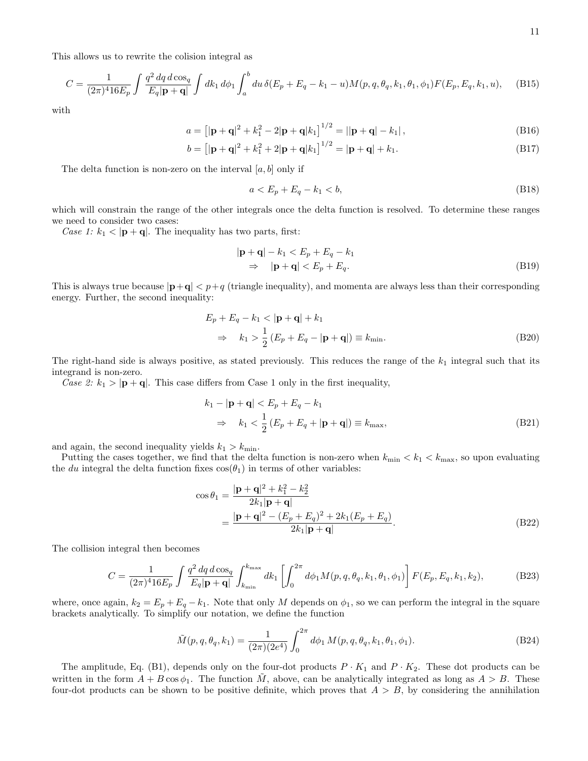This allows us to rewrite the colision integral as

$$C = \frac{1}{(2\pi)^4 16 E_p} \int \frac{q^2\, dq\, d\cos_q}{E_q |\mathbf{p}+\mathbf{q}|} \int dk_1\, d\phi_1 \int_a^b du\, \delta(E_p + E_q - k_1 - u) M(p,q,\theta_q,k_1,\theta_1,\phi_1) F(E_p, E_q, k_1, u), \tag{B15}$$

with

$$a = \left[|\mathbf{p}+\mathbf{q}|^2 + k_1^2 - 2|\mathbf{p}+\mathbf{q}|k_1\right]^{1/2} = \left||\mathbf{p}+\mathbf{q}| - k_1\right|, \tag{B16}$$

$$b = \left[|\mathbf{p}+\mathbf{q}|^2 + k_1^2 + 2|\mathbf{p}+\mathbf{q}|k_1\right]^{1/2} = |\mathbf{p}+\mathbf{q}| + k_1. \tag{B17}$$

The delta function is non-zero on the interval $[a,b]$ only if

$$a < E_p + E_q - k_1 < b, \tag{B18}$$

which will constrain the range of the other integrals once the delta function is resolved. To determine these ranges we need to consider two cases:

*Case 1:* $k_1 < |\mathbf{p}+\mathbf{q}|$. The inequality has two parts, first:

$$\begin{aligned} |\mathbf{p}+\mathbf{q}| - k_1 &< E_p + E_q - k_1 \\ \Rightarrow \quad |\mathbf{p}+\mathbf{q}| &< E_p + E_q. \end{aligned} \tag{B19}$$

This is always true because $|\mathbf{p}+\mathbf{q}| < p+q$ (triangle inequality), and momenta are always less than their corresponding energy. Further, the second inequality:

$$\begin{aligned} E_p + E_q - k_1 &< |\mathbf{p}+\mathbf{q}| + k_1 \\ \Rightarrow \quad k_1 &> \frac{1}{2}\left(E_p + E_q - |\mathbf{p}+\mathbf{q}|\right) \equiv k_{\min}. \end{aligned} \tag{B20}$$

The right-hand side is always positive, as stated previously. This reduces the range of the $k_1$ integral such that its integrand is non-zero.

*Case 2:* $k_1 > |\mathbf{p}+\mathbf{q}|$. This case differs from Case 1 only in the first inequality,

$$\begin{aligned} k_1 - |\mathbf{p}+\mathbf{q}| &< E_p + E_q - k_1 \\ \Rightarrow \quad k_1 &< \frac{1}{2}\left(E_p + E_q + |\mathbf{p}+\mathbf{q}|\right) \equiv k_{\max}, \end{aligned} \tag{B21}$$

and again, the second inequality yields $k_1 > k_{\min}$.

Putting the cases together, we find that the delta function is non-zero when $k_{\min} < k_1 < k_{\max}$, so upon evaluating the $du$ integral the delta function fixes $\cos(\theta_1)$ in terms of other variables:

$$\begin{aligned} \cos\theta_1 &= \frac{|\mathbf{p}+\mathbf{q}|^2 + k_1^2 - k_2^2}{2k_1|\mathbf{p}+\mathbf{q}|} \\ &= \frac{|\mathbf{p}+\mathbf{q}|^2 - (E_p+E_q)^2 + 2k_1(E_p+E_q)}{2k_1|\mathbf{p}+\mathbf{q}|}. \end{aligned} \tag{B22}$$

The collision integral then becomes

$$C = \frac{1}{(2\pi)^4 16 E_p} \int \frac{q^2\, dq\, d\cos_q}{E_q |\mathbf{p}+\mathbf{q}|} \int_{k_{\min}}^{k_{\max}} dk_1 \left[\int_0^{2\pi} d\phi_1 M(p,q,\theta_q,k_1,\theta_1,\phi_1)\right] F(E_p,E_q,k_1,k_2), \tag{B23}$$

where, once again, $k_2 = E_p + E_q - k_1$. Note that only $M$ depends on $\phi_1$, so we can perform the integral in the square brackets analytically. To simplify our notation, we define the function

$$\tilde{M}(p,q,\theta_q,k_1) = \frac{1}{(2\pi)(2e^4)} \int_0^{2\pi} d\phi_1\, M(p,q,\theta_q,k_1,\theta_1,\phi_1). \tag{B24}$$

The amplitude, Eq. (B1), depends only on the four-dot products $P \cdot K_1$ and $P \cdot K_2$. These dot products can be written in the form $A + B\cos\phi_1$. The function $\tilde{M}$, above, can be analytically integrated as long as $A > B$. These four-dot products can be shown to be positive definite, which proves that $A > B$, by considering the annihilation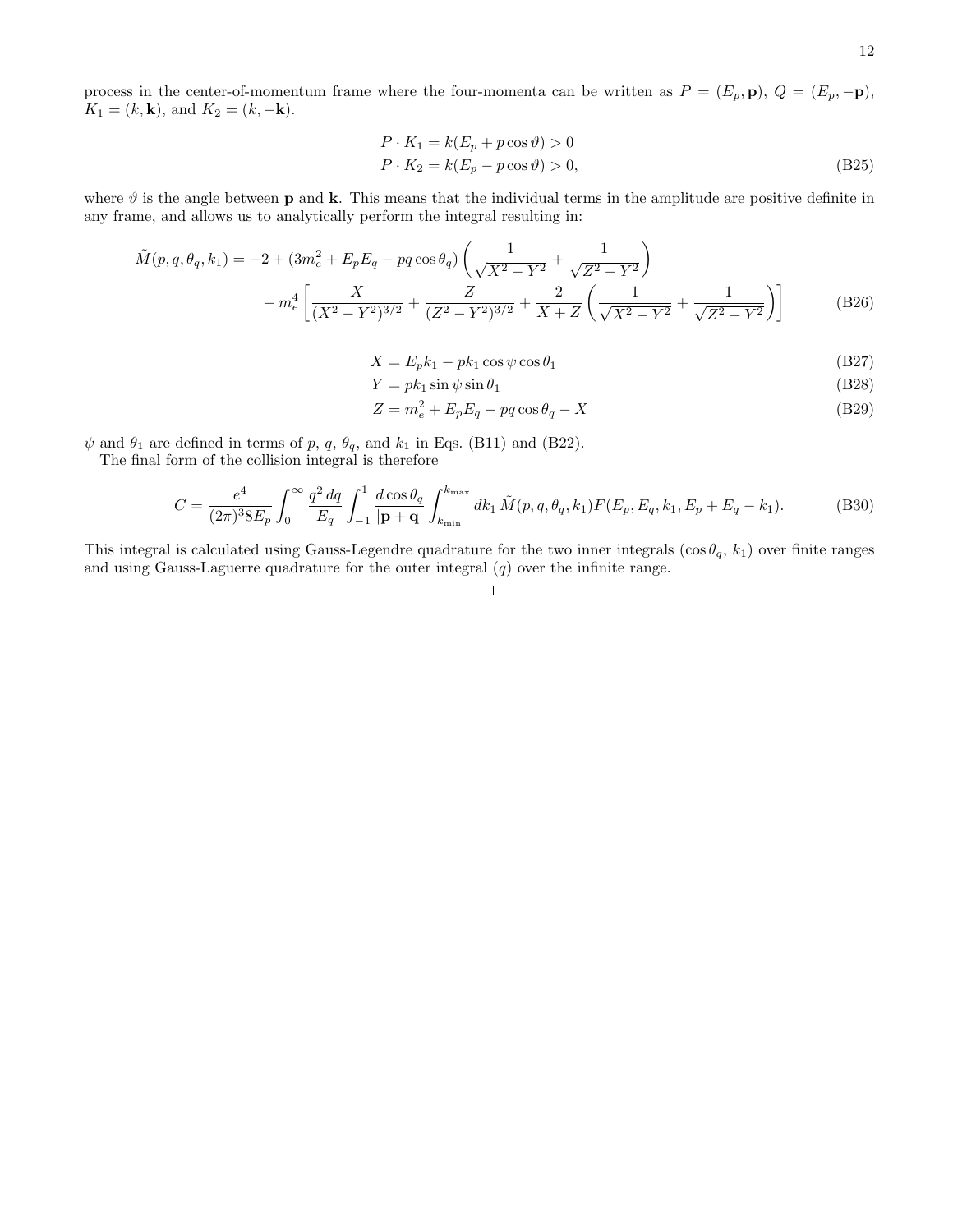process in the center-of-momentum frame where the four-momenta can be written as $P = (E_p, \mathbf{p})$, $Q = (E_p, -\mathbf{p})$, $K_1 = (k, \mathbf{k})$, and $K_2 = (k, -\mathbf{k})$.

$$
\begin{aligned}
P \cdot K_1 &= k(E_p + p\cos\vartheta) > 0 \\
P \cdot K_2 &= k(E_p - p\cos\vartheta) > 0,
\end{aligned}
\tag{B25}
$$

where $\vartheta$ is the angle between $\mathbf{p}$ and $\mathbf{k}$. This means that the individual terms in the amplitude are positive definite in any frame, and allows us to analytically perform the integral resulting in:

$$
\begin{aligned}
\tilde{M}(p, q, \theta_q, k_1) = -2 + (3m_e^2 + E_pE_q - pq\cos\theta_q)\left(\frac{1}{\sqrt{X^2 - Y^2}} + \frac{1}{\sqrt{Z^2 - Y^2}}\right) \\
- m_e^4\left[\frac{X}{(X^2 - Y^2)^{3/2}} + \frac{Z}{(Z^2 - Y^2)^{3/2}} + \frac{2}{X + Z}\left(\frac{1}{\sqrt{X^2 - Y^2}} + \frac{1}{\sqrt{Z^2 - Y^2}}\right)\right]
\end{aligned}
\tag{B26}
$$

$$
X = E_pk_1 - pk_1\cos\psi\cos\theta_1 \tag{B27}
$$

$$
Y = pk_1\sin\psi\sin\theta_1 \tag{B28}
$$

$$
Z = m_e^2 + E_pE_q - pq\cos\theta_q - X \tag{B29}
$$

$\psi$ and $\theta_1$ are defined in terms of $p$, $q$, $\theta_q$, and $k_1$ in Eqs. (B11) and (B22).

The final form of the collision integral is therefore

$$
C = \frac{e^4}{(2\pi)^3 8E_p}\int_0^\infty \frac{q^2\,dq}{E_q}\int_{-1}^{1}\frac{d\cos\theta_q}{|\mathbf{p} + \mathbf{q}|}\int_{k_{\min}}^{k_{\max}} dk_1\,\tilde{M}(p, q, \theta_q, k_1)F(E_p, E_q, k_1, E_p + E_q - k_1). \tag{B30}
$$

This integral is calculated using Gauss-Legendre quadrature for the two inner integrals ($\cos\theta_q$, $k_1$) over finite ranges and using Gauss-Laguerre quadrature for the outer integral ($q$) over the infinite range.